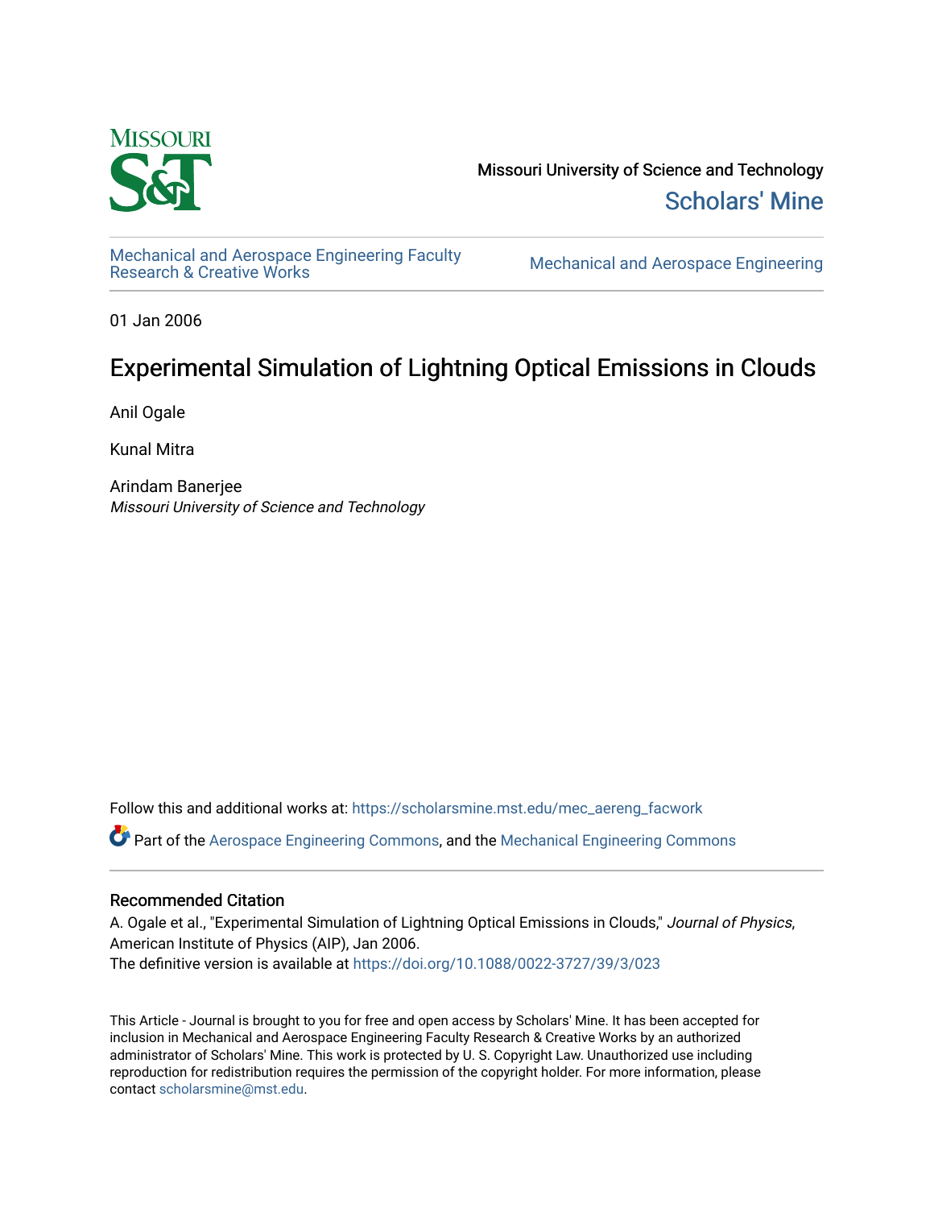Missouri University of Science and Technology

Scholars' Mine

Mechanical and Aerospace Engineering Faculty Research & Creative Works

Mechanical and Aerospace Engineering

01 Jan 2006

# Experimental Simulation of Lightning Optical Emissions in Clouds

Anil Ogale

Kunal Mitra

Arindam Banerjee
*Missouri University of Science and Technology*

Follow this and additional works at: https://scholarsmine.mst.edu/mec_aereng_facwork

Part of the Aerospace Engineering Commons, and the Mechanical Engineering Commons

## Recommended Citation

A. Ogale et al., "Experimental Simulation of Lightning Optical Emissions in Clouds," *Journal of Physics*, American Institute of Physics (AIP), Jan 2006.
The definitive version is available at https://doi.org/10.1088/0022-3727/39/3/023

This Article - Journal is brought to you for free and open access by Scholars' Mine. It has been accepted for inclusion in Mechanical and Aerospace Engineering Faculty Research & Creative Works by an authorized administrator of Scholars' Mine. This work is protected by U. S. Copyright Law. Unauthorized use including reproduction for redistribution requires the permission of the copyright holder. For more information, please contact scholarsmine@mst.edu.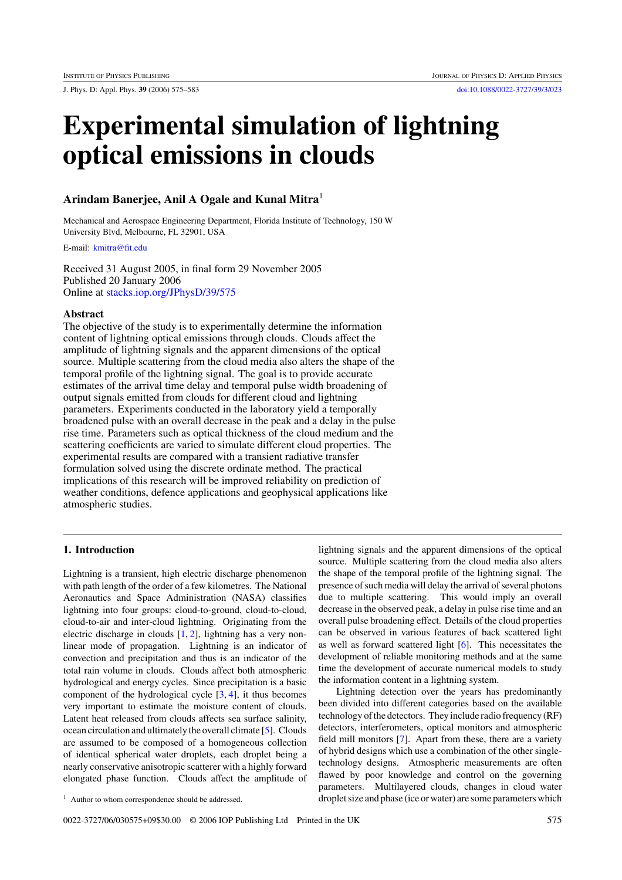# Experimental simulation of lightning optical emissions in clouds

**Arindam Banerjee, Anil A Ogale and Kunal Mitra**[1]

Mechanical and Aerospace Engineering Department, Florida Institute of Technology, 150 W University Blvd, Melbourne, FL 32901, USA

E-mail: kmitra@fit.edu

Received 31 August 2005, in final form 29 November 2005
Published 20 January 2006
Online at stacks.iop.org/JPhysD/39/575

### Abstract

The objective of the study is to experimentally determine the information content of lightning optical emissions through clouds. Clouds affect the amplitude of lightning signals and the apparent dimensions of the optical source. Multiple scattering from the cloud media also alters the shape of the temporal profile of the lightning signal. The goal is to provide accurate estimates of the arrival time delay and temporal pulse width broadening of output signals emitted from clouds for different cloud and lightning parameters. Experiments conducted in the laboratory yield a temporally broadened pulse with an overall decrease in the peak and a delay in the pulse rise time. Parameters such as optical thickness of the cloud medium and the scattering coefficients are varied to simulate different cloud properties. The experimental results are compared with a transient radiative transfer formulation solved using the discrete ordinate method. The practical implications of this research will be improved reliability on prediction of weather conditions, defence applications and geophysical applications like atmospheric studies.

## 1. Introduction

Lightning is a transient, high electric discharge phenomenon with path length of the order of a few kilometres. The National Aeronautics and Space Administration (NASA) classifies lightning into four groups: cloud-to-ground, cloud-to-cloud, cloud-to-air and inter-cloud lightning. Originating from the electric discharge in clouds [1, 2], lightning has a very non-linear mode of propagation. Lightning is an indicator of convection and precipitation and thus is an indicator of the total rain volume in clouds. Clouds affect both atmospheric hydrological and energy cycles. Since precipitation is a basic component of the hydrological cycle [3, 4], it thus becomes very important to estimate the moisture content of clouds. Latent heat released from clouds affects sea surface salinity, ocean circulation and ultimately the overall climate [5]. Clouds are assumed to be composed of a homogeneous collection of identical spherical water droplets, each droplet being a nearly conservative anisotropic scatterer with a highly forward elongated phase function. Clouds affect the amplitude of lightning signals and the apparent dimensions of the optical source. Multiple scattering from the cloud media also alters the shape of the temporal profile of the lightning signal. The presence of such media will delay the arrival of several photons due to multiple scattering. This would imply an overall decrease in the observed peak, a delay in pulse rise time and an overall pulse broadening effect. Details of the cloud properties can be observed in various features of back scattered light as well as forward scattered light [6]. This necessitates the development of reliable monitoring methods and at the same time the development of accurate numerical models to study the information content in a lightning system.

Lightning detection over the years has predominantly been divided into different categories based on the available technology of the detectors. They include radio frequency (RF) detectors, interferometers, optical monitors and atmospheric field mill monitors [7]. Apart from these, there are a variety of hybrid designs which use a combination of the other single-technology designs. Atmospheric measurements are often flawed by poor knowledge and control on the governing parameters. Multilayered clouds, changes in cloud water droplet size and phase (ice or water) are some parameters which

[1] Author to whom correspondence should be addressed.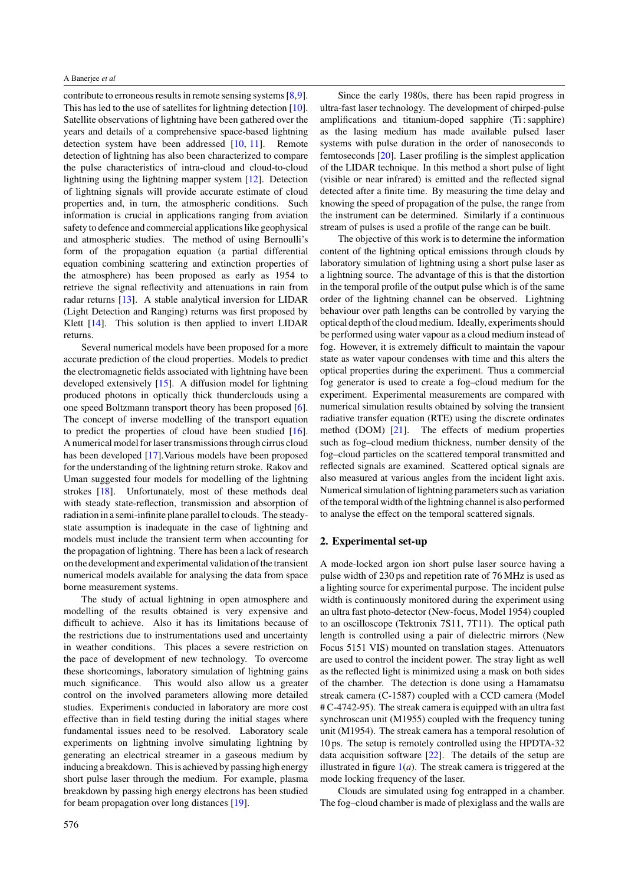contribute to erroneous results in remote sensing systems [8,9]. This has led to the use of satellites for lightning detection [10]. Satellite observations of lightning have been gathered over the years and details of a comprehensive space-based lightning detection system have been addressed [10, 11]. Remote detection of lightning has also been characterized to compare the pulse characteristics of intra-cloud and cloud-to-cloud lightning using the lightning mapper system [12]. Detection of lightning signals will provide accurate estimate of cloud properties and, in turn, the atmospheric conditions. Such information is crucial in applications ranging from aviation safety to defence and commercial applications like geophysical and atmospheric studies. The method of using Bernoulli's form of the propagation equation (a partial differential equation combining scattering and extinction properties of the atmosphere) has been proposed as early as 1954 to retrieve the signal reflectivity and attenuations in rain from radar returns [13]. A stable analytical inversion for LIDAR (Light Detection and Ranging) returns was first proposed by Klett [14]. This solution is then applied to invert LIDAR returns.

Several numerical models have been proposed for a more accurate prediction of the cloud properties. Models to predict the electromagnetic fields associated with lightning have been developed extensively [15]. A diffusion model for lightning produced photons in optically thick thunderclouds using a one speed Boltzmann transport theory has been proposed [6]. The concept of inverse modelling of the transport equation to predict the properties of cloud have been studied [16]. A numerical model for laser transmissions through cirrus cloud has been developed [17]. Various models have been proposed for the understanding of the lightning return stroke. Rakov and Uman suggested four models for modelling of the lightning strokes [18]. Unfortunately, most of these methods deal with steady state-reflection, transmission and absorption of radiation in a semi-infinite plane parallel to clouds. The steady-state assumption is inadequate in the case of lightning and models must include the transient term when accounting for the propagation of lightning. There has been a lack of research on the development and experimental validation of the transient numerical models available for analysing the data from space borne measurement systems.

The study of actual lightning in open atmosphere and modelling of the results obtained is very expensive and difficult to achieve. Also it has its limitations because of the restrictions due to instrumentations used and uncertainty in weather conditions. This places a severe restriction on the pace of development of new technology. To overcome these shortcomings, laboratory simulation of lightning gains much significance. This would also allow us a greater control on the involved parameters allowing more detailed studies. Experiments conducted in laboratory are more cost effective than in field testing during the initial stages where fundamental issues need to be resolved. Laboratory scale experiments on lightning involve simulating lightning by generating an electrical streamer in a gaseous medium by inducing a breakdown. This is achieved by passing high energy short pulse laser through the medium. For example, plasma breakdown by passing high energy electrons has been studied for beam propagation over long distances [19].

Since the early 1980s, there has been rapid progress in ultra-fast laser technology. The development of chirped-pulse amplifications and titanium-doped sapphire (Ti : sapphire) as the lasing medium has made available pulsed laser systems with pulse duration in the order of nanoseconds to femtoseconds [20]. Laser profiling is the simplest application of the LIDAR technique. In this method a short pulse of light (visible or near infrared) is emitted and the reflected signal detected after a finite time. By measuring the time delay and knowing the speed of propagation of the pulse, the range from the instrument can be determined. Similarly if a continuous stream of pulses is used a profile of the range can be built.

The objective of this work is to determine the information content of the lightning optical emissions through clouds by laboratory simulation of lightning using a short pulse laser as a lightning source. The advantage of this is that the distortion in the temporal profile of the output pulse which is of the same order of the lightning channel can be observed. Lightning behaviour over path lengths can be controlled by varying the optical depth of the cloud medium. Ideally, experiments should be performed using water vapour as a cloud medium instead of fog. However, it is extremely difficult to maintain the vapour state as water vapour condenses with time and this alters the optical properties during the experiment. Thus a commercial fog generator is used to create a fog–cloud medium for the experiment. Experimental measurements are compared with numerical simulation results obtained by solving the transient radiative transfer equation (RTE) using the discrete ordinates method (DOM) [21]. The effects of medium properties such as fog–cloud medium thickness, number density of the fog–cloud particles on the scattered temporal transmitted and reflected signals are examined. Scattered optical signals are also measured at various angles from the incident light axis. Numerical simulation of lightning parameters such as variation of the temporal width of the lightning channel is also performed to analyse the effect on the temporal scattered signals.

## 2. Experimental set-up

A mode-locked argon ion short pulse laser source having a pulse width of 230 ps and repetition rate of 76 MHz is used as a lighting source for experimental purpose. The incident pulse width is continuously monitored during the experiment using an ultra fast photo-detector (New-focus, Model 1954) coupled to an oscilloscope (Tektronix 7S11, 7T11). The optical path length is controlled using a pair of dielectric mirrors (New Focus 5151 VIS) mounted on translation stages. Attenuators are used to control the incident power. The stray light as well as the reflected light is minimized using a mask on both sides of the chamber. The detection is done using a Hamamatsu streak camera (C-1587) coupled with a CCD camera (Model # C-4742-95). The streak camera is equipped with an ultra fast synchroscan unit (M1955) coupled with the frequency tuning unit (M1954). The streak camera has a temporal resolution of 10 ps. The setup is remotely controlled using the HPDTA-32 data acquisition software [22]. The details of the setup are illustrated in figure 1(*a*). The streak camera is triggered at the mode locking frequency of the laser.

Clouds are simulated using fog entrapped in a chamber. The fog–cloud chamber is made of plexiglass and the walls are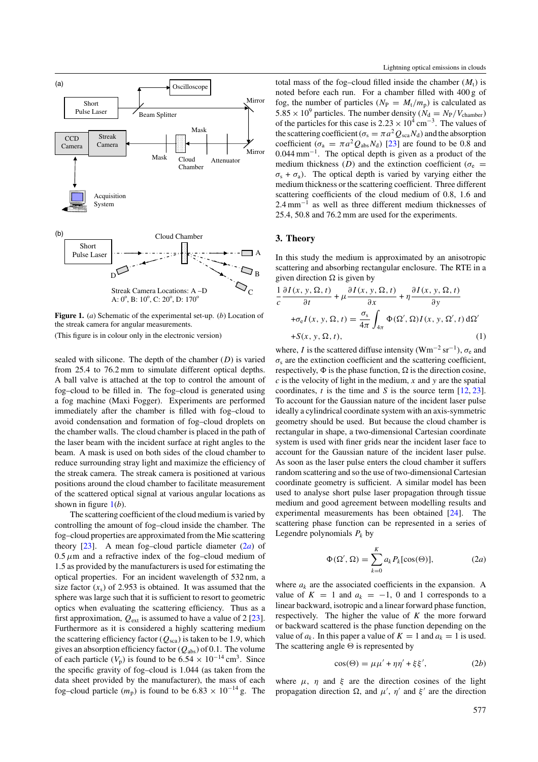Figure 1. (a) Schematic of the experimental set-up. (b) Location of the streak camera for angular measurements.

(This figure is in colour only in the electronic version)

sealed with silicone. The depth of the chamber ($D$) is varied from 25.4 to 76.2 mm to simulate different optical depths. A ball valve is attached at the top to control the amount of fog–cloud to be filled in. The fog–cloud is generated using a fog machine (Maxi Fogger). Experiments are performed immediately after the chamber is filled with fog–cloud to avoid condensation and formation of fog–cloud droplets on the chamber walls. The cloud chamber is placed in the path of the laser beam with the incident surface at right angles to the beam. A mask is used on both sides of the cloud chamber to reduce surrounding stray light and maximize the efficiency of the streak camera. The streak camera is positioned at various positions around the cloud chamber to facilitate measurement of the scattered optical signal at various angular locations as shown in figure 1(b).

The scattering coefficient of the cloud medium is varied by controlling the amount of fog–cloud inside the chamber. The fog–cloud properties are approximated from the Mie scattering theory [23]. A mean fog–cloud particle diameter (2$a$) of 0.5 $\mu$m and a refractive index of the fog–cloud medium of 1.5 as provided by the manufacturers is used for estimating the optical properties. For an incident wavelength of 532 nm, a size factor ($x_s$) of 2.953 is obtained. It was assumed that the sphere was large such that it is sufficient to resort to geometric optics when evaluating the scattering efficiency. Thus as a first approximation, $Q_{ext}$ is assumed to have a value of 2 [23]. Furthermore as it is considered a highly scattering medium the scattering efficiency factor ($Q_{sca}$) is taken to be 1.9, which gives an absorption efficiency factor ($Q_{abs}$) of 0.1. The volume of each particle ($V_p$) is found to be $6.54 \times 10^{-14}$ cm$^3$. Since the specific gravity of fog–cloud is 1.044 (as taken from the data sheet provided by the manufacturer), the mass of each fog–cloud particle ($m_p$) is found to be $6.83 \times 10^{-14}$ g. The total mass of the fog–cloud filled inside the chamber ($M_t$) is noted before each run. For a chamber filled with 400 g of fog, the number of particles ($N_P = M_t/m_p$) is calculated as $5.85 \times 10^9$ particles. The number density ($N_d = N_P/V_{chamber}$) of the particles for this case is $2.23 \times 10^4$ cm$^{-3}$. The values of the scattering coefficient ($\sigma_s = \pi a^2 Q_{sca} N_d$) and the absorption coefficient ($\sigma_a = \pi a^2 Q_{abs} N_d$) [23] are found to be 0.8 and 0.044 mm$^{-1}$. The optical depth is given as a product of the medium thickness ($D$) and the extinction coefficient ($\sigma_e = \sigma_s + \sigma_a$). The optical depth is varied by varying either the medium thickness or the scattering coefficient. Three different scattering coefficients of the cloud medium of 0.8, 1.6 and 2.4 mm$^{-1}$ as well as three different medium thicknesses of 25.4, 50.8 and 76.2 mm are used for the experiments.

## 3. Theory

In this study the medium is approximated by an anisotropic scattering and absorbing rectangular enclosure. The RTE in a given direction $\Omega$ is given by

$$\frac{1}{c}\frac{\partial I(x,y,\Omega,t)}{\partial t} + \mu\frac{\partial I(x,y,\Omega,t)}{\partial x} + \eta\frac{\partial I(x,y,\Omega,t)}{\partial y} + \sigma_e I(x,y,\Omega,t) = \frac{\sigma_s}{4\pi}\int_{4\pi}\Phi(\Omega',\Omega)I(x,y,\Omega',t)\,\mathrm{d}\Omega' + S(x,y,\Omega,t), \qquad (1)$$

where, $I$ is the scattered diffuse intensity (W m$^{-2}$ sr$^{-1}$), $\sigma_e$ and $\sigma_s$ are the extinction coefficient and the scattering coefficient, respectively, $\Phi$ is the phase function, $\Omega$ is the direction cosine, $c$ is the velocity of light in the medium, $x$ and $y$ are the spatial coordinates, $t$ is the time and $S$ is the source term [12, 23]. To account for the Gaussian nature of the incident laser pulse ideally a cylindrical coordinate system with an axis-symmetric geometry should be used. But because the cloud chamber is rectangular in shape, a two-dimensional Cartesian coordinate system is used with finer grids near the incident laser face to account for the Gaussian nature of the incident laser pulse. As soon as the laser pulse enters the cloud chamber it suffers random scattering and so the use of two-dimensional Cartesian coordinate geometry is sufficient. A similar model has been used to analyse short pulse laser propagation through tissue medium and good agreement between modelling results and experimental measurements has been obtained [24]. The scattering phase function can be represented in a series of Legendre polynomials $P_k$ by

$$\Phi(\Omega',\Omega) = \sum_{k=0}^{K} a_k P_k[\cos(\Theta)], \qquad (2a)$$

where $a_k$ are the associated coefficients in the expansion. A value of $K = 1$ and $a_k = -1$, 0 and 1 corresponds to a linear backward, isotropic and a linear forward phase function, respectively. The higher the value of $K$ the more forward or backward scattered is the phase function depending on the value of $a_k$. In this paper a value of $K = 1$ and $a_k = 1$ is used. The scattering angle $\Theta$ is represented by

$$\cos(\Theta) = \mu\mu' + \eta\eta' + \xi\xi', \qquad (2b)$$

where $\mu$, $\eta$ and $\xi$ are the direction cosines of the light propagation direction $\Omega$, and $\mu'$, $\eta'$ and $\xi'$ are the direction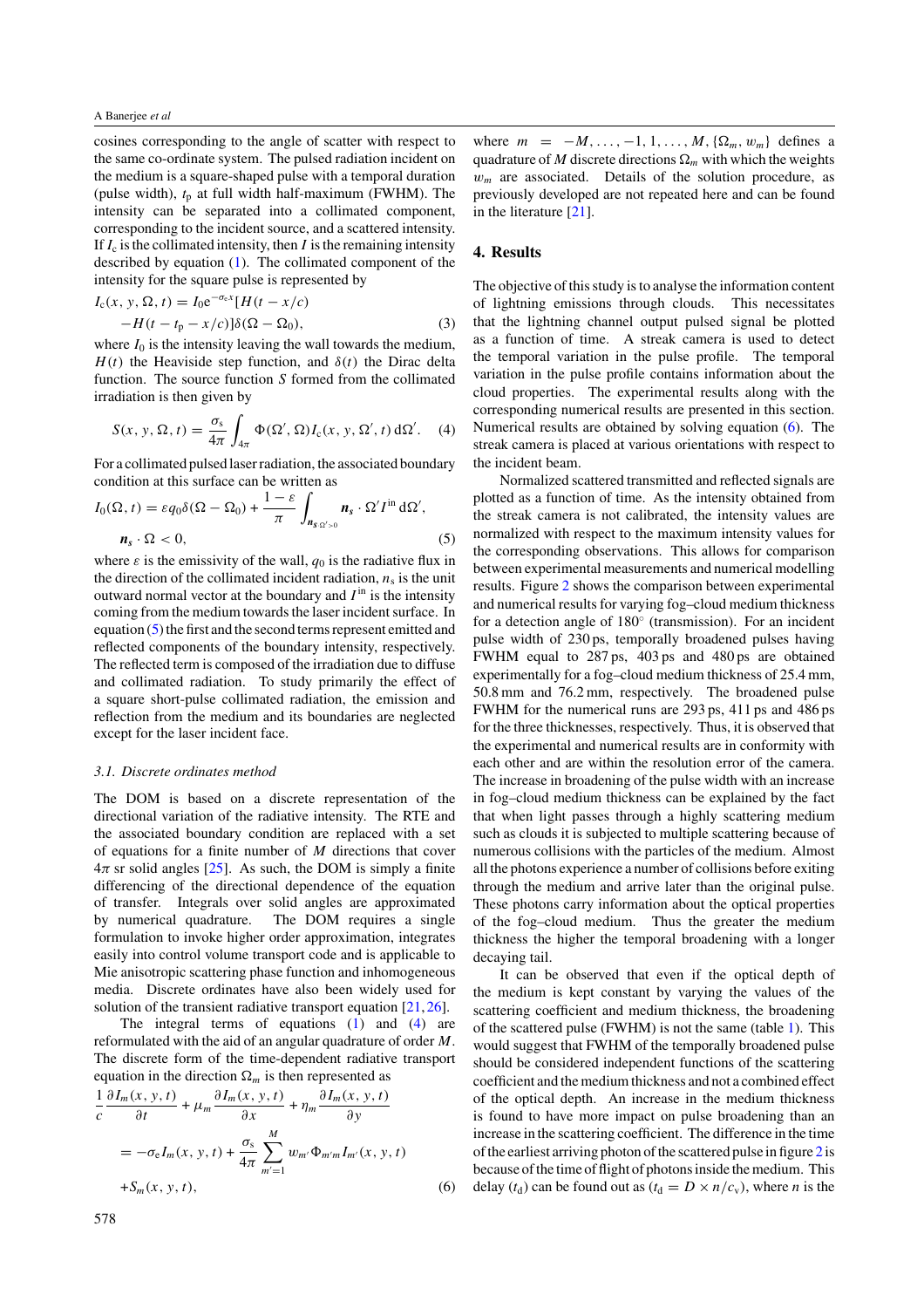cosines corresponding to the angle of scatter with respect to the same co-ordinate system. The pulsed radiation incident on the medium is a square-shaped pulse with a temporal duration (pulse width), $t_p$ at full width half-maximum (FWHM). The intensity can be separated into a collimated component, corresponding to the incident source, and a scattered intensity. If $I_c$ is the collimated intensity, then $I$ is the remaining intensity described by equation (1). The collimated component of the intensity for the square pulse is represented by

$$I_c(x, y, \Omega, t) = I_0 e^{-\sigma_e x}[H(t - x/c) - H(t - t_p - x/c)]\delta(\Omega - \Omega_0), \quad (3)$$

where $I_0$ is the intensity leaving the wall towards the medium, $H(t)$ the Heaviside step function, and $\delta(t)$ the Dirac delta function. The source function $S$ formed from the collimated irradiation is then given by

$$S(x, y, \Omega, t) = \frac{\sigma_s}{4\pi} \int_{4\pi} \Phi(\Omega', \Omega) I_c(x, y, \Omega', t)\, d\Omega'. \quad (4)$$

For a collimated pulsed laser radiation, the associated boundary condition at this surface can be written as

$$I_0(\Omega, t) = \varepsilon q_0 \delta(\Omega - \Omega_0) + \frac{1-\varepsilon}{\pi} \int_{n_s \cdot \Omega' > 0} n_s \cdot \Omega' I^{\text{in}}\, d\Omega', \quad n_s \cdot \Omega < 0, \quad (5)$$

where $\varepsilon$ is the emissivity of the wall, $q_0$ is the radiative flux in the direction of the collimated incident radiation, $n_s$ is the unit outward normal vector at the boundary and $I^{\text{in}}$ is the intensity coming from the medium towards the laser incident surface. In equation (5) the first and the second terms represent emitted and reflected components of the boundary intensity, respectively. The reflected term is composed of the irradiation due to diffuse and collimated radiation. To study primarily the effect of a square short-pulse collimated radiation, the emission and reflection from the medium and its boundaries are neglected except for the laser incident face.

### 3.1. Discrete ordinates method

The DOM is based on a discrete representation of the directional variation of the radiative intensity. The RTE and the associated boundary condition are replaced with a set of equations for a finite number of $M$ directions that cover $4\pi$ sr solid angles [25]. As such, the DOM is simply a finite differencing of the directional dependence of the equation of transfer. Integrals over solid angles are approximated by numerical quadrature. The DOM requires a single formulation to invoke higher order approximation, integrates easily into control volume transport code and is applicable to Mie anisotropic scattering phase function and inhomogeneous media. Discrete ordinates have also been widely used for solution of the transient radiative transport equation [21, 26].

The integral terms of equations (1) and (4) are reformulated with the aid of an angular quadrature of order $M$. The discrete form of the time-dependent radiative transport equation in the direction $\Omega_m$ is then represented as

$$\frac{1}{c}\frac{\partial I_m(x, y, t)}{\partial t} + \mu_m \frac{\partial I_m(x, y, t)}{\partial x} + \eta_m \frac{\partial I_m(x, y, t)}{\partial y} = -\sigma_e I_m(x, y, t) + \frac{\sigma_s}{4\pi} \sum_{m'=1}^{M} w_{m'} \Phi_{m'm} I_{m'}(x, y, t) + S_m(x, y, t), \quad (6)$$

where $m = -M, \ldots, -1, 1, \ldots, M$, $\{\Omega_m, w_m\}$ defines a quadrature of $M$ discrete directions $\Omega_m$ with which the weights $w_m$ are associated. Details of the solution procedure, as previously developed are not repeated here and can be found in the literature [21].

## 4. Results

The objective of this study is to analyse the information content of lightning emissions through clouds. This necessitates that the lightning channel output pulsed signal be plotted as a function of time. A streak camera is used to detect the temporal variation in the pulse profile. The temporal variation in the pulse profile contains information about the cloud properties. The experimental results along with the corresponding numerical results are presented in this section. Numerical results are obtained by solving equation (6). The streak camera is placed at various orientations with respect to the incident beam.

Normalized scattered transmitted and reflected signals are plotted as a function of time. As the intensity obtained from the streak camera is not calibrated, the intensity values are normalized with respect to the maximum intensity values for the corresponding observations. This allows for comparison between experimental measurements and numerical modelling results. Figure 2 shows the comparison between experimental and numerical results for varying fog–cloud medium thickness for a detection angle of 180° (transmission). For an incident pulse width of 230 ps, temporally broadened pulses having FWHM equal to 287 ps, 403 ps and 480 ps are obtained experimentally for a fog–cloud medium thickness of 25.4 mm, 50.8 mm and 76.2 mm, respectively. The broadened pulse FWHM for the numerical runs are 293 ps, 411 ps and 486 ps for the three thicknesses, respectively. Thus, it is observed that the experimental and numerical results are in conformity with each other and are within the resolution error of the camera. The increase in broadening of the pulse width with an increase in fog–cloud medium thickness can be explained by the fact that when light passes through a highly scattering medium such as clouds it is subjected to multiple scattering because of numerous collisions with the particles of the medium. Almost all the photons experience a number of collisions before exiting through the medium and arrive later than the original pulse. These photons carry information about the optical properties of the fog–cloud medium. Thus the greater the medium thickness the higher the temporal broadening with a longer decaying tail.

It can be observed that even if the optical depth of the medium is kept constant by varying the values of the scattering coefficient and medium thickness, the broadening of the scattered pulse (FWHM) is not the same (table 1). This would suggest that FWHM of the temporally broadened pulse should be considered independent functions of the scattering coefficient and the medium thickness and not a combined effect of the optical depth. An increase in the medium thickness is found to have more impact on pulse broadening than an increase in the scattering coefficient. The difference in the time of the earliest arriving photon of the scattered pulse in figure 2 is because of the time of flight of photons inside the medium. This delay ($t_d$) can be found out as ($t_d = D \times n/c_v$), where $n$ is the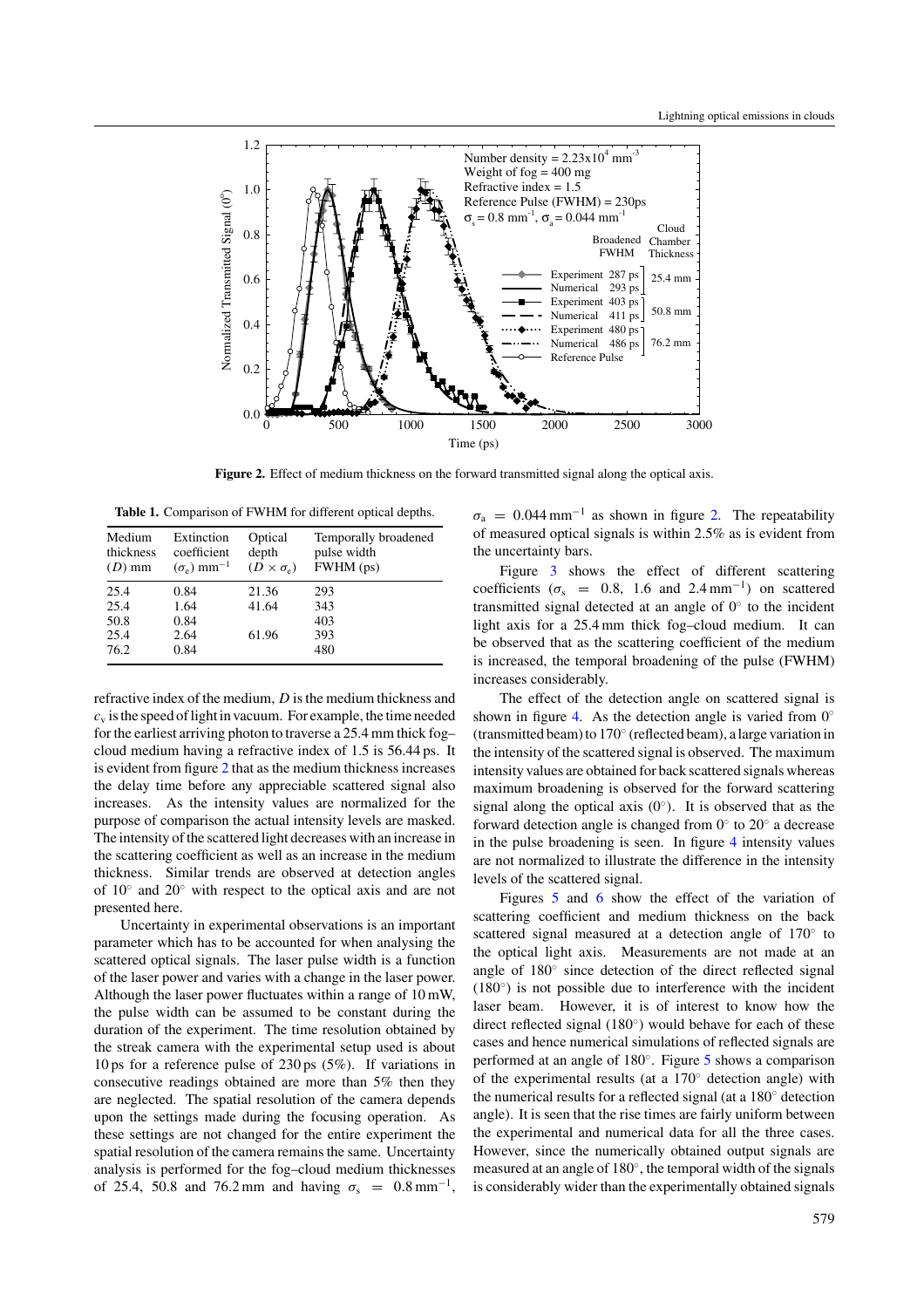**Figure 2.** Effect of medium thickness on the forward transmitted signal along the optical axis.

**Table 1.** Comparison of FWHM for different optical depths.

| Medium thickness ($D$) mm | Extinction coefficient ($\sigma_e$) mm$^{-1}$ | Optical depth ($D \times \sigma_e$) | Temporally broadened pulse width FWHM (ps) |
|---|---|---|---|
| 25.4 | 0.84 | 21.36 | 293 |
| 25.4 | 1.64 | 41.64 | 343 |
| 50.8 | 0.84 | | 403 |
| 25.4 | 2.64 | 61.96 | 393 |
| 76.2 | 0.84 | | 480 |

refractive index of the medium, $D$ is the medium thickness and $c_v$ is the speed of light in vacuum. For example, the time needed for the earliest arriving photon to traverse a 25.4 mm thick fog–cloud medium having a refractive index of 1.5 is 56.44 ps. It is evident from figure 2 that as the medium thickness increases the delay time before any appreciable scattered signal also increases. As the intensity values are normalized for the purpose of comparison the actual intensity levels are masked. The intensity of the scattered light decreases with an increase in the scattering coefficient as well as an increase in the medium thickness. Similar trends are observed at detection angles of 10° and 20° with respect to the optical axis and are not presented here.

Uncertainty in experimental observations is an important parameter which has to be accounted for when analysing the scattered optical signals. The laser pulse width is a function of the laser power and varies with a change in the laser power. Although the laser power fluctuates within a range of 10 mW, the pulse width can be assumed to be constant during the duration of the experiment. The time resolution obtained by the streak camera with the experimental setup used is about 10 ps for a reference pulse of 230 ps (5%). If variations in consecutive readings obtained are more than 5% then they are neglected. The spatial resolution of the camera depends upon the settings made during the focusing operation. As these settings are not changed for the entire experiment the spatial resolution of the camera remains the same. Uncertainty analysis is performed for the fog–cloud medium thicknesses of 25.4, 50.8 and 76.2 mm and having $\sigma_s = 0.8\,\text{mm}^{-1}$, $\sigma_a = 0.044\,\text{mm}^{-1}$ as shown in figure 2. The repeatability of measured optical signals is within 2.5% as is evident from the uncertainty bars.

Figure 3 shows the effect of different scattering coefficients ($\sigma_s = 0.8$, 1.6 and 2.4 mm$^{-1}$) on scattered transmitted signal detected at an angle of 0° to the incident light axis for a 25.4 mm thick fog–cloud medium. It can be observed that as the scattering coefficient of the medium is increased, the temporal broadening of the pulse (FWHM) increases considerably.

The effect of the detection angle on scattered signal is shown in figure 4. As the detection angle is varied from 0° (transmitted beam) to 170° (reflected beam), a large variation in the intensity of the scattered signal is observed. The maximum intensity values are obtained for back scattered signals whereas maximum broadening is observed for the forward scattering signal along the optical axis (0°). It is observed that as the forward detection angle is changed from 0° to 20° a decrease in the pulse broadening is seen. In figure 4 intensity values are not normalized to illustrate the difference in the intensity levels of the scattered signal.

Figures 5 and 6 show the effect of the variation of scattering coefficient and medium thickness on the back scattered signal measured at a detection angle of 170° to the optical light axis. Measurements are not made at an angle of 180° since detection of the direct reflected signal (180°) is not possible due to interference with the incident laser beam. However, it is of interest to know how the direct reflected signal (180°) would behave for each of these cases and hence numerical simulations of reflected signals are performed at an angle of 180°. Figure 5 shows a comparison of the experimental results (at a 170° detection angle) with the numerical results for a reflected signal (at a 180° detection angle). It is seen that the rise times are fairly uniform between the experimental and numerical data for all the three cases. However, since the numerically obtained output signals are measured at an angle of 180°, the temporal width of the signals is considerably wider than the experimentally obtained signals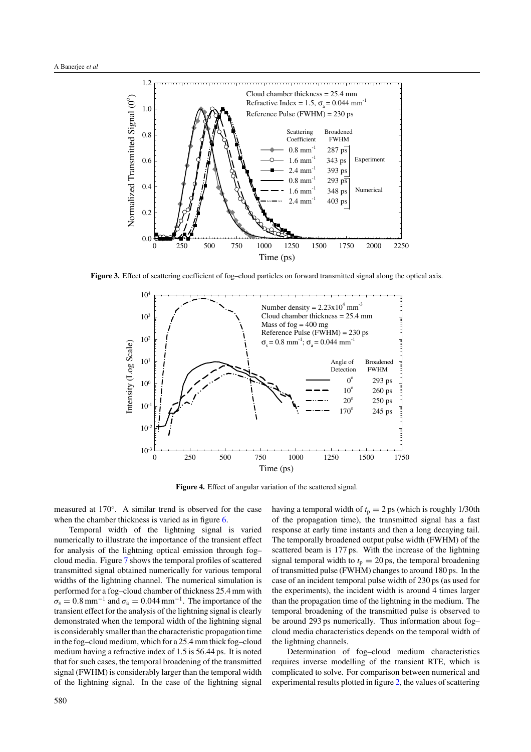**Figure 3.** Effect of scattering coefficient of fog–cloud particles on forward transmitted signal along the optical axis.

**Figure 4.** Effect of angular variation of the scattered signal.

measured at 170°. A similar trend is observed for the case when the chamber thickness is varied as in figure 6.

Temporal width of the lightning signal is varied numerically to illustrate the importance of the transient effect for analysis of the lightning optical emission through fog–cloud media. Figure 7 shows the temporal profiles of scattered transmitted signal obtained numerically for various temporal widths of the lightning channel. The numerical simulation is performed for a fog–cloud chamber of thickness 25.4 mm with $\sigma_s = 0.8\,\text{mm}^{-1}$ and $\sigma_a = 0.044\,\text{mm}^{-1}$. The importance of the transient effect for the analysis of the lightning signal is clearly demonstrated when the temporal width of the lightning signal is considerably smaller than the characteristic propagation time in the fog–cloud medium, which for a 25.4 mm thick fog–cloud medium having a refractive index of 1.5 is 56.44 ps. It is noted that for such cases, the temporal broadening of the transmitted signal (FWHM) is considerably larger than the temporal width of the lightning signal. In the case of the lightning signal having a temporal width of $t_p = 2$ ps (which is roughly 1/30th of the propagation time), the transmitted signal has a fast response at early time instants and then a long decaying tail. The temporally broadened output pulse width (FWHM) of the scattered beam is 177 ps. With the increase of the lightning signal temporal width to $t_p = 20$ ps, the temporal broadening of transmitted pulse (FWHM) changes to around 180 ps. In the case of an incident temporal pulse width of 230 ps (as used for the experiments), the incident width is around 4 times larger than the propagation time of the lightning in the medium. The temporal broadening of the transmitted pulse is observed to be around 293 ps numerically. Thus information about fog–cloud media characteristics depends on the temporal width of the lightning channels.

Determination of fog–cloud medium characteristics requires inverse modelling of the transient RTE, which is complicated to solve. For comparison between numerical and experimental results plotted in figure 2, the values of scattering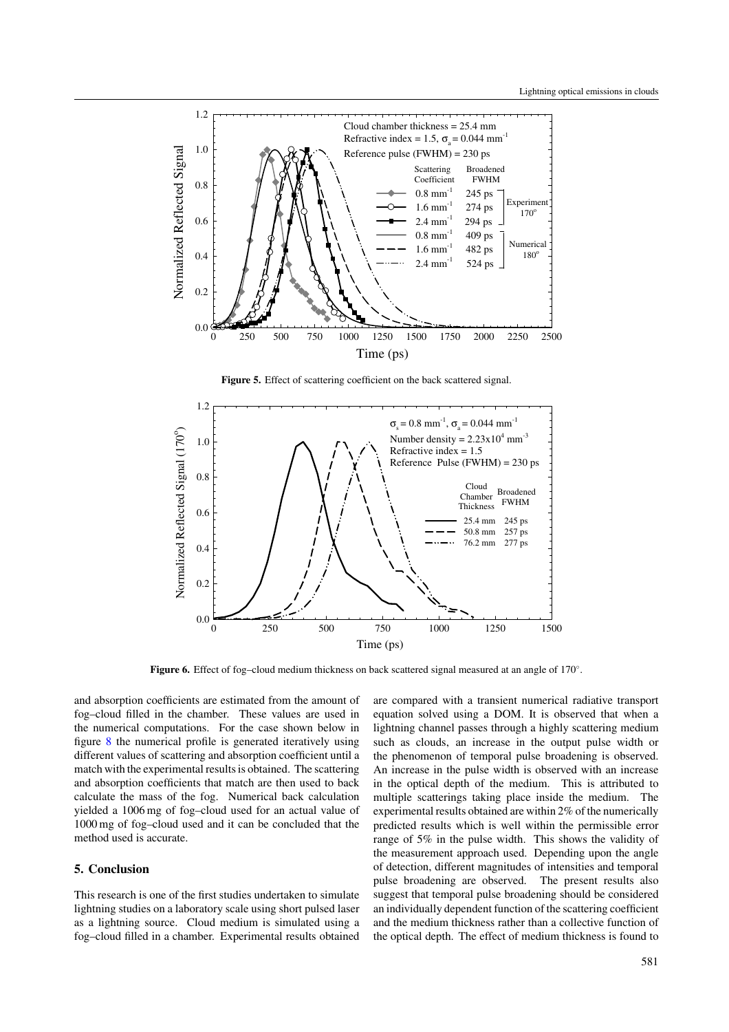**Figure 5.** Effect of scattering coefficient on the back scattered signal.

**Figure 6.** Effect of fog–cloud medium thickness on back scattered signal measured at an angle of 170°.

and absorption coefficients are estimated from the amount of fog–cloud filled in the chamber. These values are used in the numerical computations. For the case shown below in figure 8 the numerical profile is generated iteratively using different values of scattering and absorption coefficient until a match with the experimental results is obtained. The scattering and absorption coefficients that match are then used to back calculate the mass of the fog. Numerical back calculation yielded a 1006 mg of fog–cloud used for an actual value of 1000 mg of fog–cloud used and it can be concluded that the method used is accurate.

## 5. Conclusion

This research is one of the first studies undertaken to simulate lightning studies on a laboratory scale using short pulsed laser as a lightning source. Cloud medium is simulated using a fog–cloud filled in a chamber. Experimental results obtained are compared with a transient numerical radiative transport equation solved using a DOM. It is observed that when a lightning channel passes through a highly scattering medium such as clouds, an increase in the output pulse width or the phenomenon of temporal pulse broadening is observed. An increase in the pulse width is observed with an increase in the optical depth of the medium. This is attributed to multiple scatterings taking place inside the medium. The experimental results obtained are within 2% of the numerically predicted results which is well within the permissible error range of 5% in the pulse width. This shows the validity of the measurement approach used. Depending upon the angle of detection, different magnitudes of intensities and temporal pulse broadening are observed. The present results also suggest that temporal pulse broadening should be considered an individually dependent function of the scattering coefficient and the medium thickness rather than a collective function of the optical depth. The effect of medium thickness is found to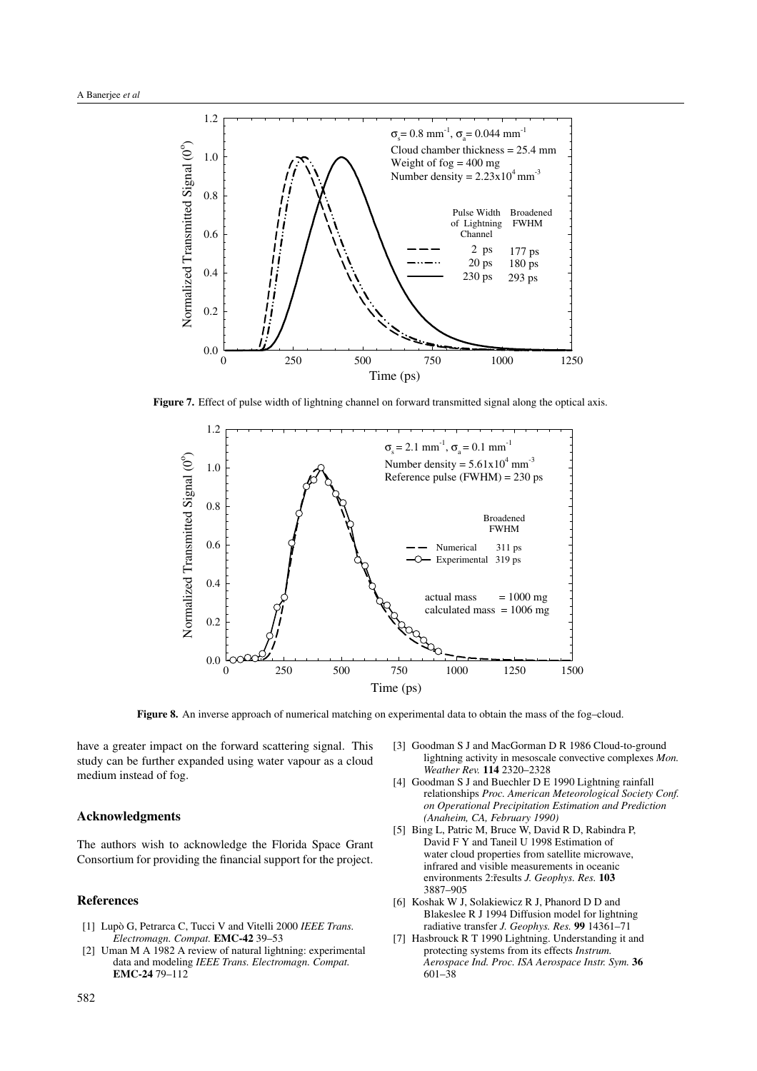**Figure 7.** Effect of pulse width of lightning channel on forward transmitted signal along the optical axis.

**Figure 8.** An inverse approach of numerical matching on experimental data to obtain the mass of the fog–cloud.

have a greater impact on the forward scattering signal. This study can be further expanded using water vapour as a cloud medium instead of fog.

## Acknowledgments

The authors wish to acknowledge the Florida Space Grant Consortium for providing the financial support for the project.

## References

[1] Lupò G, Petrarca C, Tucci V and Vitelli 2000 *IEEE Trans. Electromagn. Compat.* **EMC-42** 39–53

[2] Uman M A 1982 A review of natural lightning: experimental data and modeling *IEEE Trans. Electromagn. Compat.* **EMC-24** 79–112

[3] Goodman S J and MacGorman D R 1986 Cloud-to-ground lightning activity in mesoscale convective complexes *Mon. Weather Rev.* **114** 2320–2328

[4] Goodman S J and Buechler D E 1990 Lightning rainfall relationships *Proc. American Meteorological Society Conf. on Operational Precipitation Estimation and Prediction (Anaheim, CA, February 1990)*

[5] Bing L, Patric M, Bruce W, David R D, Rabindra P, David F Y and Taneil U 1998 Estimation of water cloud properties from satellite microwave, infrared and visible measurements in oceanic environments 2:řesults *J. Geophys. Res.* **103** 3887–905

[6] Koshak W J, Solakiewicz R J, Phanord D D and Blakeslee R J 1994 Diffusion model for lightning radiative transfer *J. Geophys. Res.* **99** 14361–71

[7] Hasbrouck R T 1990 Lightning. Understanding it and protecting systems from its effects *Instrum. Aerospace Ind. Proc. ISA Aerospace Instr. Sym.* **36** 601–38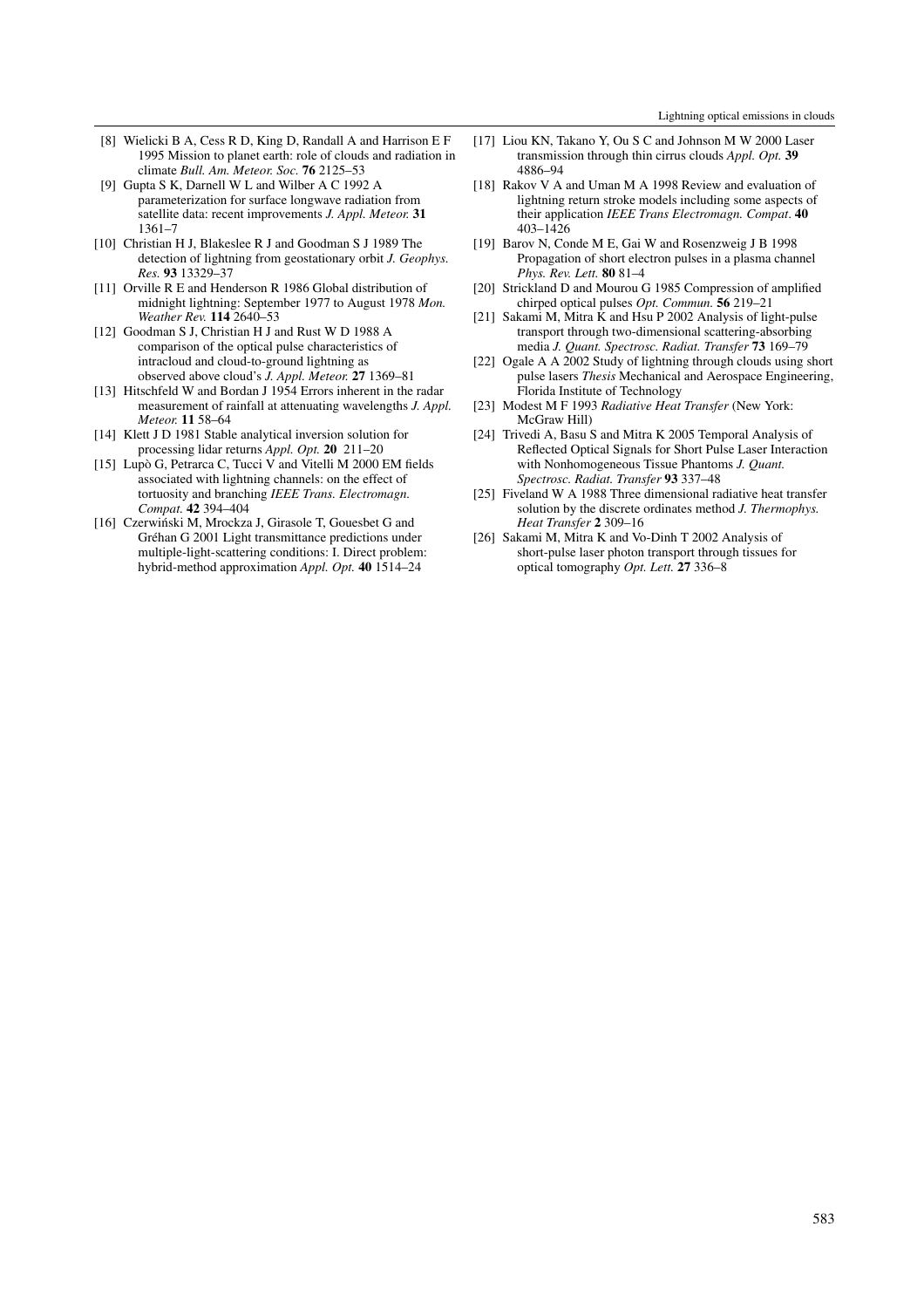[8] Wielicki B A, Cess R D, King D, Randall A and Harrison E F 1995 Mission to planet earth: role of clouds and radiation in climate *Bull. Am. Meteor. Soc.* **76** 2125–53

[9] Gupta S K, Darnell W L and Wilber A C 1992 A parameterization for surface longwave radiation from satellite data: recent improvements *J. Appl. Meteor.* **31** 1361–7

[10] Christian H J, Blakeslee R J and Goodman S J 1989 The detection of lightning from geostationary orbit *J. Geophys. Res.* **93** 13329–37

[11] Orville R E and Henderson R 1986 Global distribution of midnight lightning: September 1977 to August 1978 *Mon. Weather Rev.* **114** 2640–53

[12] Goodman S J, Christian H J and Rust W D 1988 A comparison of the optical pulse characteristics of intracloud and cloud-to-ground lightning as observed above cloud's *J. Appl. Meteor.* **27** 1369–81

[13] Hitschfeld W and Bordan J 1954 Errors inherent in the radar measurement of rainfall at attenuating wavelengths *J. Appl. Meteor.* **11** 58–64

[14] Klett J D 1981 Stable analytical inversion solution for processing lidar returns *Appl. Opt.* **20** 211–20

[15] Lupò G, Petrarca C, Tucci V and Vitelli M 2000 EM fields associated with lightning channels: on the effect of tortuosity and branching *IEEE Trans. Electromagn. Compat.* **42** 394–404

[16] Czerwiński M, Mrockza J, Girasole T, Gouesbet G and Gréhan G 2001 Light transmittance predictions under multiple-light-scattering conditions: I. Direct problem: hybrid-method approximation *Appl. Opt.* **40** 1514–24

[17] Liou KN, Takano Y, Ou S C and Johnson M W 2000 Laser transmission through thin cirrus clouds *Appl. Opt.* **39** 4886–94

[18] Rakov V A and Uman M A 1998 Review and evaluation of lightning return stroke models including some aspects of their application *IEEE Trans Electromagn. Compat*. **40** 403–1426

[19] Barov N, Conde M E, Gai W and Rosenzweig J B 1998 Propagation of short electron pulses in a plasma channel *Phys. Rev. Lett.* **80** 81–4

[20] Strickland D and Mourou G 1985 Compression of amplified chirped optical pulses *Opt. Commun.* **56** 219–21

[21] Sakami M, Mitra K and Hsu P 2002 Analysis of light-pulse transport through two-dimensional scattering-absorbing media *J. Quant. Spectrosc. Radiat. Transfer* **73** 169–79

[22] Ogale A A 2002 Study of lightning through clouds using short pulse lasers *Thesis* Mechanical and Aerospace Engineering, Florida Institute of Technology

[23] Modest M F 1993 *Radiative Heat Transfer* (New York: McGraw Hill)

[24] Trivedi A, Basu S and Mitra K 2005 Temporal Analysis of Reflected Optical Signals for Short Pulse Laser Interaction with Nonhomogeneous Tissue Phantoms *J. Quant. Spectrosc. Radiat. Transfer* **93** 337–48

[25] Fiveland W A 1988 Three dimensional radiative heat transfer solution by the discrete ordinates method *J. Thermophys. Heat Transfer* **2** 309–16

[26] Sakami M, Mitra K and Vo-Dinh T 2002 Analysis of short-pulse laser photon transport through tissues for optical tomography *Opt. Lett.* **27** 336–8